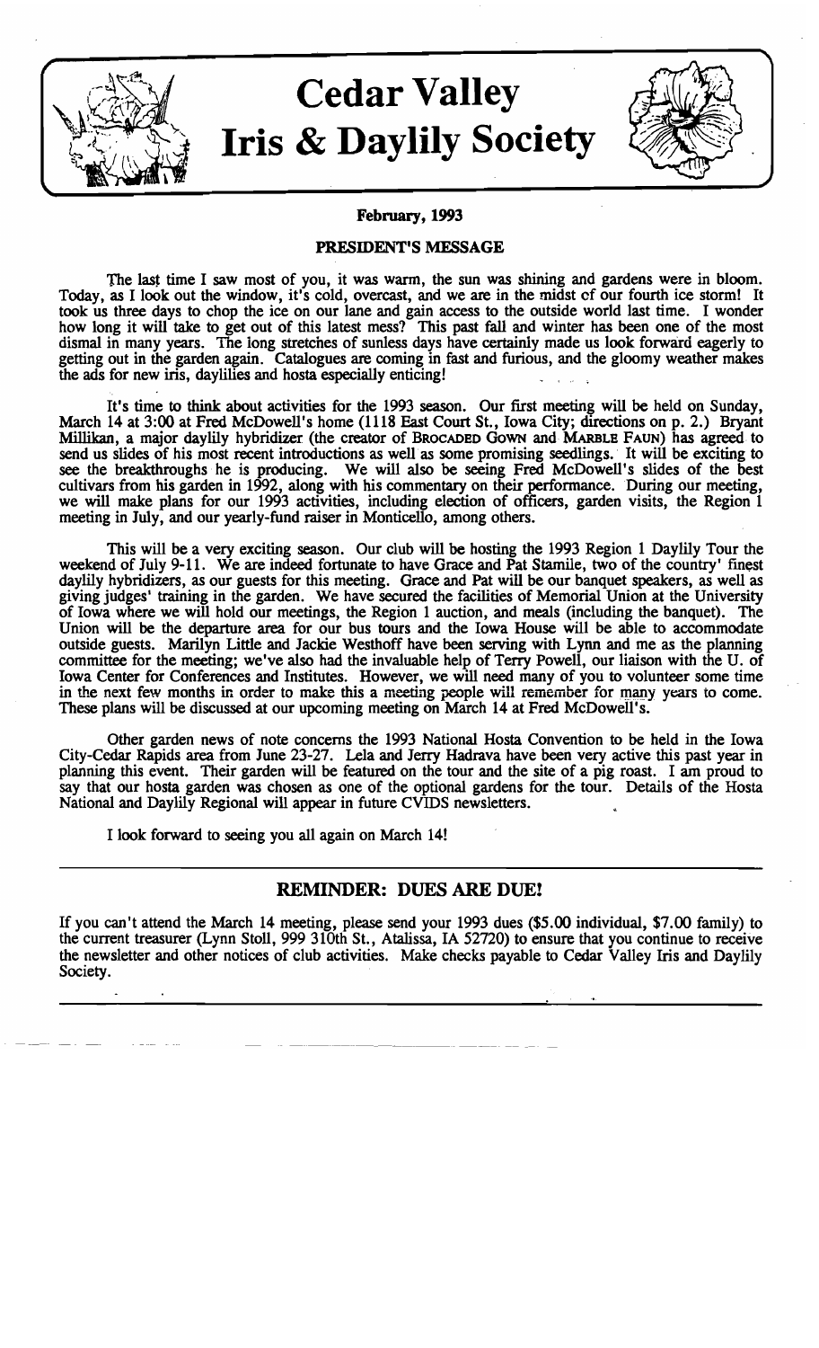# Cedar Valley Iris & Daylily Society

**February, 1993**

## PRESIDENT'S MESSAGE

The last time I saw most of you, it was warm, the sun was shining and gardens were in bloom. Today, as I look out the window, it's cold, overcast, and we are in the midst of our fourth ice storm! It took us three days to chop the ice on our lane and gain access to the outside world last time. I wonder how long it will take to get out of this latest mess? This past fall and winter has been one of the most dismal in many years. The long stretches of sunless days have certainly made us look forward eagerly to getting out in the garden again. Catalogues are coming in fast and furious, and the gloomy weather makes the ads for new iris, daylilies and hosta especially enticing!

It's time to think about activities for the 1993 season. Our first meeting will be held on Sunday, March 14 at 3:00 at Fred McDowell's home (1118 East Court St., Iowa City; directions on p. 2.) Bryant Millikan, a major daylily hybridizer (the creator of BROCADED GOWN and MARBLE FAUN) has agreed to send us slides of his most recent introductions as well as some promising seedlings. It will be exciting to see the breakthroughs he is producing. We will also be seeing Fred McDowell's slides of the best cultivars from his garden in 1992, along with his commentary on their performance. During our meeting, we will make plans for our 1993 activities, including election of officers, garden visits, the Region 1 meeting in July, and our yearly-fund raiser in Monticello, among others.

This will be a very exciting season. Our club will be hosting the 1993 Region 1 Daylily Tour the weekend of July 9-11. We are indeed fortunate to have Grace and Pat Stamile, two of the country' finest daylily hybridizers, as our guests for this meeting. Grace and Pat will be our banquet speakers, as well as giving judges' training in the garden. We have secured the facilities of Memorial Union at the University of Iowa where we will hold our meetings, the Region 1 auction, and meals (including the banquet). The Union will be the departure area for our bus tours and the Iowa House will be able to accommodate outside guests. Marilyn Little and Jackie Westhoff have been serving with Lynn and me as the planning committee for the meeting; we've also had the invaluable help of Terry Powell, our liaison with the U. of Iowa Center for Conferences and Institutes. However, we will need many of you to volunteer some time in the next few months in order to make this a meeting people will remember for many years to come. These plans will be discussed at our upcoming meeting on March 14 at Fred McDowell's.

Other garden news of note concerns the 1993 National Hosta Convention to be held in the Iowa City-Cedar Rapids area from June 23-27. Lela and Jerry Hadrava have been very active this past year in planning this event. Their garden will be featured on the tour and the site of a pig roast. I am proud to say that our hosta garden was chosen as one of the optional gardens for the tour. Details of the Hosta National and Daylily Regional will appear in future CVIDS newsletters.

I look forward to seeing you all again on March 14!

---

## REMINDER: DUES ARE DUE!

If you can't attend the March 14 meeting, please send your 1993 dues ($5.00 individual, $7.00 family) to the current treasurer (Lynn Stoll, 999 310th St., Atalissa, IA 52720) to ensure that you continue to receive the newsletter and other notices of club activities. Make checks payable to Cedar Valley Iris and Daylily Society.

---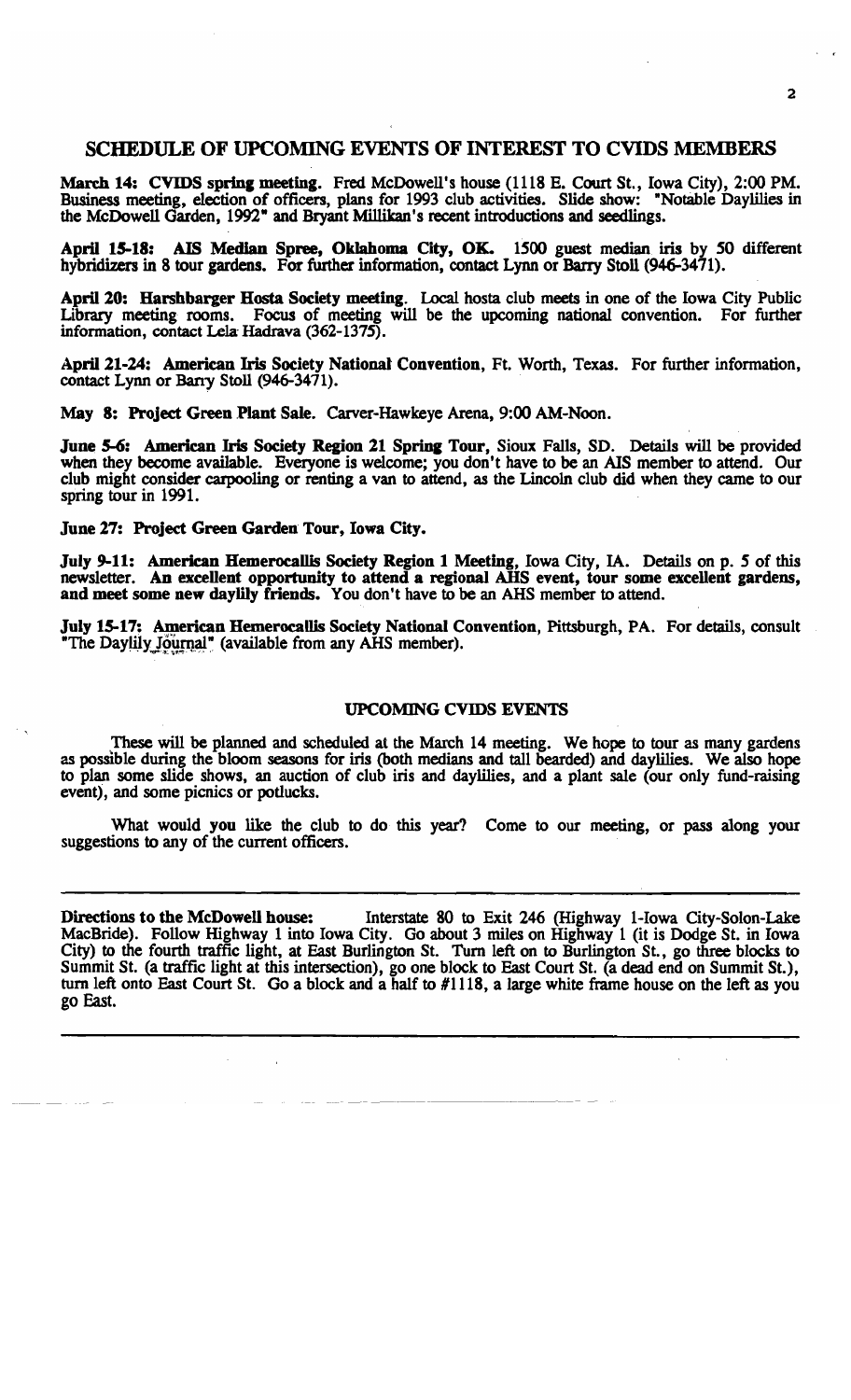## SCHEDULE OF UPCOMING EVENTS OF INTEREST TO CVIDS MEMBERS

**March 14: CVIDS spring meeting.** Fred McDowell's house (1118 E. Court St., Iowa City), 2:00 PM. Business meeting, election of officers, plans for 1993 club activities. Slide show: "Notable Daylilies in the McDowell Garden, 1992" and Bryant Millikan's recent introductions and seedlings.

**April 15-18: AIS Median Spree, Oklahoma City, OK.** 1500 guest median iris by 50 different hybridizers in 8 tour gardens. For further information, contact Lynn or Barry Stoll (946-3471).

**April 20: Harshbarger Hosta Society meeting.** Local hosta club meets in one of the Iowa City Public Library meeting rooms. Focus of meeting will be the upcoming national convention. For further information, contact Lela Hadrava (362-1375).

**April 21-24: American Iris Society National Convention,** Ft. Worth, Texas. For further information, contact Lynn or Barry Stoll (946-3471).

**May 8: Project Green Plant Sale.** Carver-Hawkeye Arena, 9:00 AM-Noon.

**June 5-6: American Iris Society Region 21 Spring Tour,** Sioux Falls, SD. Details will be provided when they become available. Everyone is welcome; you don't have to be an AIS member to attend. Our club might consider carpooling or renting a van to attend, as the Lincoln club did when they came to our spring tour in 1991.

**June 27: Project Green Garden Tour, Iowa City.**

**July 9-11: American Hemerocallis Society Region 1 Meeting,** Iowa City, IA. Details on p. 5 of this newsletter. **An excellent opportunity to attend a regional AHS event, tour some excellent gardens, and meet some new daylily friends.** You don't have to be an AHS member to attend.

**July 15-17: American Hemerocallis Society National Convention,** Pittsburgh, PA. For details, consult "The Daylily Journal" (available from any AHS member).

## UPCOMING CVIDS EVENTS

These will be planned and scheduled at the March 14 meeting. We hope to tour as many gardens as possible during the bloom seasons for iris (both medians and tall bearded) and daylilies. We also hope to plan some slide shows, an auction of club iris and daylilies, and a plant sale (our only fund-raising event), and some picnics or potlucks.

What would **you** like the club to do this year? Come to our meeting, or pass along your suggestions to any of the current officers.

---

**Directions to the McDowell house:** Interstate 80 to Exit 246 (Highway 1-Iowa City-Solon-Lake MacBride). Follow Highway 1 into Iowa City. Go about 3 miles on Highway 1 (it is Dodge St. in Iowa City) to the fourth traffic light, at East Burlington St. Turn left on to Burlington St., go three blocks to Summit St. (a traffic light at this intersection), go one block to East Court St. (a dead end on Summit St.), turn left onto East Court St. Go a block and a half to #1118, a large white frame house on the left as you go East.

---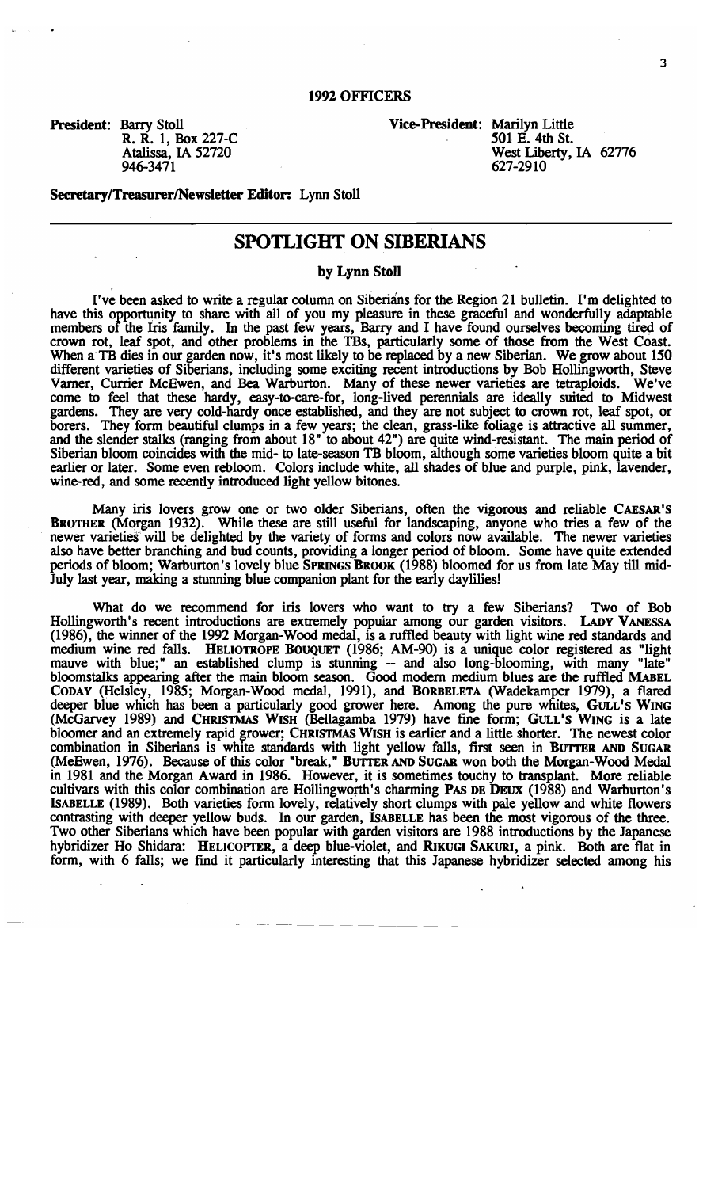## 1992 OFFICERS

**President:** Barry Stoll
R. R. 1, Box 227-C
Atalissa, IA 52720
946-3471

**Vice-President:** Marilyn Little
501 E. 4th St.
West Liberty, IA 62776
627-2910

**Secretary/Treasurer/Newsletter Editor:** Lynn Stoll

---

# SPOTLIGHT ON SIBERIANS

### by Lynn Stoll

I've been asked to write a regular column on Siberians for the Region 21 bulletin. I'm delighted to have this opportunity to share with all of you my pleasure in these graceful and wonderfully adaptable members of the Iris family. In the past few years, Barry and I have found ourselves becoming tired of crown rot, leaf spot, and other problems in the TBs, particularly some of those from the West Coast. When a TB dies in our garden now, it's most likely to be replaced by a new Siberian. We grow about 150 different varieties of Siberians, including some exciting recent introductions by Bob Hollingworth, Steve Varner, Currier McEwen, and Bea Warburton. Many of these newer varieties are tetraploids. We've come to feel that these hardy, easy-to-care-for, long-lived perennials are ideally suited to Midwest gardens. They are very cold-hardy once established, and they are not subject to crown rot, leaf spot, or borers. They form beautiful clumps in a few years; the clean, grass-like foliage is attractive all summer, and the slender stalks (ranging from about 18" to about 42") are quite wind-resistant. The main period of Siberian bloom coincides with the mid- to late-season TB bloom, although some varieties bloom quite a bit earlier or later. Some even rebloom. Colors include white, all shades of blue and purple, pink, lavender, wine-red, and some recently introduced light yellow bitones.

Many iris lovers grow one or two older Siberians, often the vigorous and reliable **CAESAR'S BROTHER** (Morgan 1932). While these are still useful for landscaping, anyone who tries a few of the newer varieties will be delighted by the variety of forms and colors now available. The newer varieties also have better branching and bud counts, providing a longer period of bloom. Some have quite extended periods of bloom; Warburton's lovely blue **SPRINGS BROOK** (1988) bloomed for us from late May till mid-July last year, making a stunning blue companion plant for the early daylilies!

What do we recommend for iris lovers who want to try a few Siberians? Two of Bob Hollingworth's recent introductions are extremely popular among our garden visitors. **LADY VANESSA** (1986), the winner of the 1992 Morgan-Wood medal, is a ruffled beauty with light wine red standards and medium wine red falls. **HELIOTROPE BOUQUET** (1986; AM-90) is a unique color registered as "light mauve with blue;" an established clump is stunning -- and also long-blooming, with many "late" bloomstalks appearing after the main bloom season. Good modern medium blues are the ruffled **MABEL CODAY** (Helsley, 1985; Morgan-Wood medal, 1991), and **BORBELETA** (Wadekamper 1979), a flared deeper blue which has been a particularly good grower here. Among the pure whites, **GULL'S WING** (McGarvey 1989) and **CHRISTMAS WISH** (Bellagamba 1979) have fine form; **GULL'S WING** is a late bloomer and an extremely rapid grower; **CHRISTMAS WISH** is earlier and a little shorter. The newest color combination in Siberians is white standards with light yellow falls, first seen in **BUTTER AND SUGAR** (MeEwen, 1976). Because of this color "break," **BUTTER AND SUGAR** won both the Morgan-Wood Medal in 1981 and the Morgan Award in 1986. However, it is sometimes touchy to transplant. More reliable cultivars with this color combination are Hollingworth's charming **PAS DE DEUX** (1988) and Warburton's **ISABELLE** (1989). Both varieties form lovely, relatively short clumps with pale yellow and white flowers contrasting with deeper yellow buds. In our garden, **ISABELLE** has been the most vigorous of the three. Two other Siberians which have been popular with garden visitors are 1988 introductions by the Japanese hybridizer Ho Shidara: **HELICOPTER**, a deep blue-violet, and **RIKUGI SAKURI**, a pink. Both are flat in form, with 6 falls; we find it particularly interesting that this Japanese hybridizer selected among his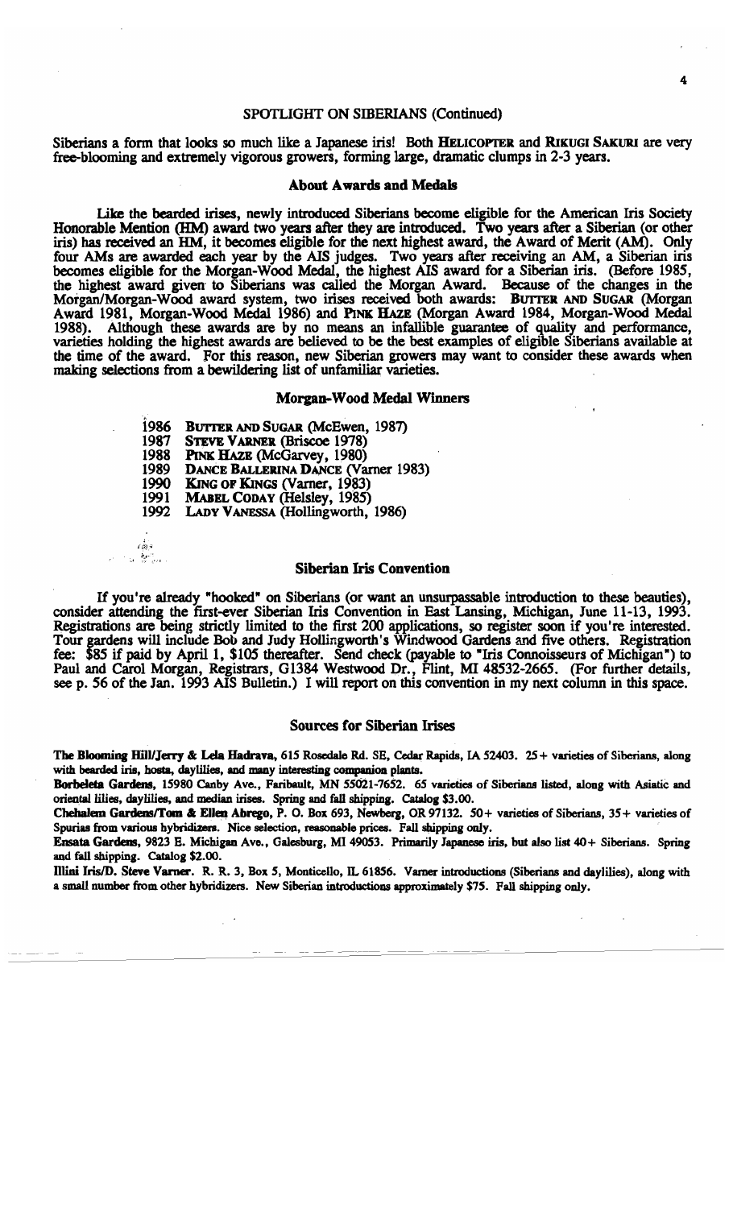## SPOTLIGHT ON SIBERIANS (Continued)

Siberians a form that looks so much like a Japanese iris! Both **HELICOPTER** and **RIKUGI SAKURI** are very free-blooming and extremely vigorous growers, forming large, dramatic clumps in 2-3 years.

### About Awards and Medals

Like the bearded irises, newly introduced Siberians become eligible for the American Iris Society Honorable Mention (HM) award two years after they are introduced. Two years after a Siberian (or other iris) has received an HM, it becomes eligible for the next highest award, the Award of Merit (AM). Only four AMs are awarded each year by the AIS judges. Two years after receiving an AM, a Siberian iris becomes eligible for the Morgan-Wood Medal, the highest AIS award for a Siberian iris. (Before 1985, the highest award given to Siberians was called the Morgan Award. Because of the changes in the Morgan/Morgan-Wood award system, two irises received both awards: **BUTTER AND SUGAR** (Morgan Award 1981, Morgan-Wood Medal 1986) and **PINK HAZE** (Morgan Award 1984, Morgan-Wood Medal 1988). Although these awards are by no means an infallible guarantee of quality and performance, varieties holding the highest awards are believed to be the best examples of eligible Siberians available at the time of the award. For this reason, new Siberian growers may want to consider these awards when making selections from a bewildering list of unfamiliar varieties.

### Morgan-Wood Medal Winners

1986 **BUTTER AND SUGAR** (McEwen, 1987)
1987 **STEVE VARNER** (Briscoe 1978)
1988 **PINK HAZE** (McGarvey, 1980)
1989 **DANCE BALLERINA DANCE** (Varner 1983)
1990 **KING OF KINGS** (Varner, 1983)
1991 **MABEL CODAY** (Helsley, 1985)
1992 **LADY VANESSA** (Hollingworth, 1986)

### Siberian Iris Convention

If you're already "hooked" on Siberians (or want an unsurpassable introduction to these beauties), consider attending the first-ever Siberian Iris Convention in East Lansing, Michigan, June 11-13, 1993. Registrations are being strictly limited to the first 200 applications, so register soon if you're interested. Tour gardens will include Bob and Judy Hollingworth's Windwood Gardens and five others. Registration fee: $85 if paid by April 1, $105 thereafter. Send check (payable to "Iris Connoisseurs of Michigan") to Paul and Carol Morgan, Registrars, G1384 Westwood Dr., Flint, MI 48532-2665. (For further details, see p. 56 of the Jan. 1993 AIS Bulletin.) I will report on this convention in my next column in this space.

### Sources for Siberian Irises

**The Blooming Hill/Jerry & Lela Hadrava**, 615 Rosedale Rd. SE, Cedar Rapids, IA 52403. 25+ varieties of Siberians, along with bearded iris, hosta, daylilies, and many interesting companion plants.

**Borbeleta Gardens**, 15980 Canby Ave., Faribault, MN 55021-7652. 65 varieties of Siberians listed, along with Asiatic and oriental lilies, daylilies, and median irises. Spring and fall shipping. Catalog $3.00.

**Chehalem Gardens/Tom & Ellen Abrego**, P. O. Box 693, Newberg, OR 97132. 50+ varieties of Siberians, 35+ varieties of Spurias from various hybridizers. Nice selection, reasonable prices. Fall shipping only.

**Ensata Gardens**, 9823 E. Michigan Ave., Galesburg, MI 49053. Primarily Japanese iris, but also list 40+ Siberians. Spring and fall shipping. Catalog $2.00.

**Illini Iris/D. Steve Varner**. R. R. 3, Box 5, Monticello, IL 61856. Varner introductions (Siberians and daylilies), along with a small number from other hybridizers. New Siberian introductions approximately $75. Fall shipping only.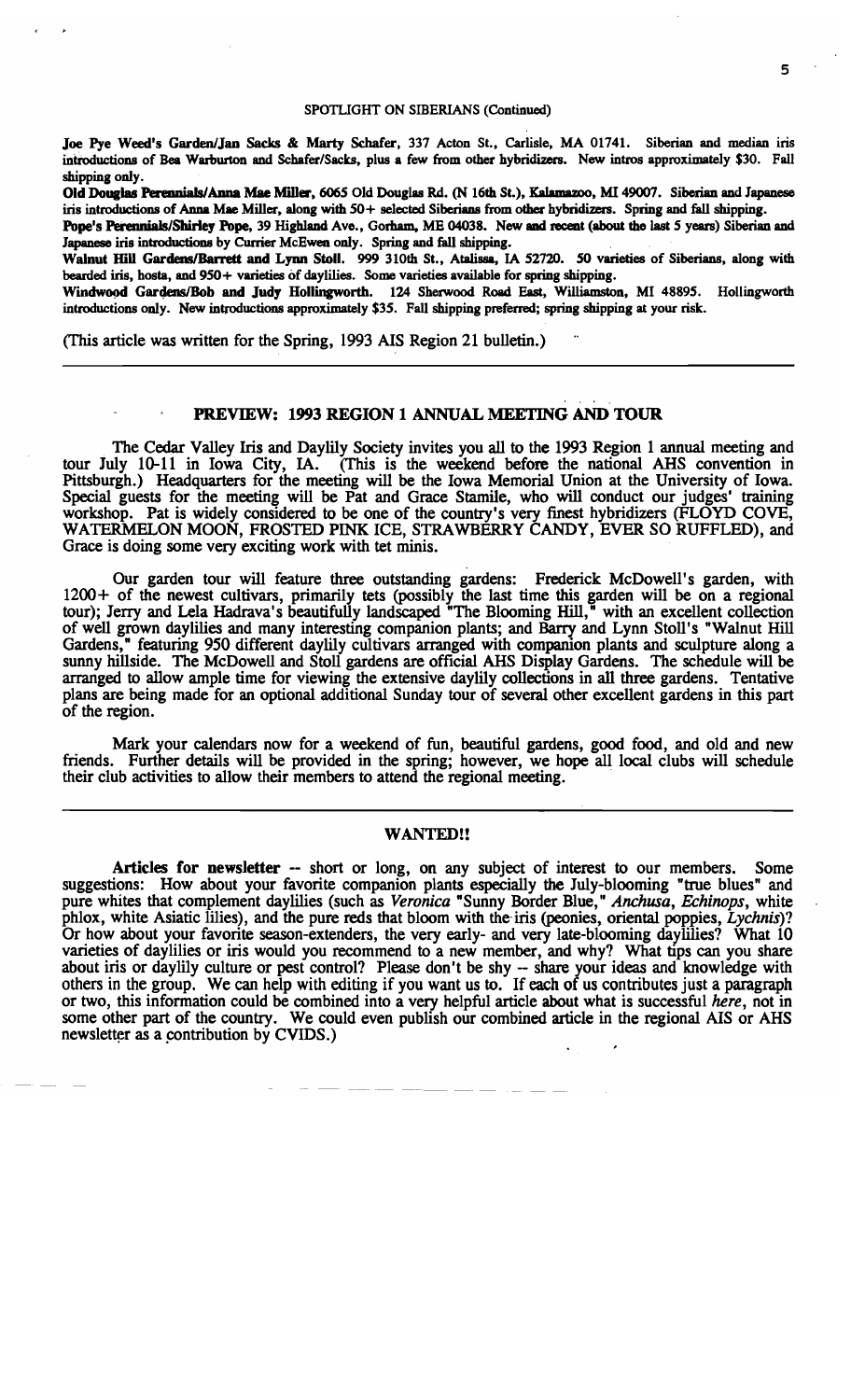SPOTLIGHT ON SIBERIANS (Continued)

**Joe Pye Weed's Garden/Jan Sacks & Marty Schafer, 337 Acton St., Carlisle, MA 01741. Siberian and median iris introductions of Bea Warburton and Schafer/Sacks, plus a few from other hybridizers. New intros approximately $30. Fall shipping only.**

**Old Douglas Perennials/Anna Mae Miller, 6065 Old Douglas Rd. (N 16th St.), Kalamazoo, MI 49007. Siberian and Japanese iris introductions of Anna Mae Miller, along with 50+ selected Siberians from other hybridizers. Spring and fall shipping.**

**Pope's Perennials/Shirley Pope, 39 Highland Ave., Gorham, ME 04038. New and recent (about the last 5 years) Siberian and Japanese iris introductions by Currier McEwen only. Spring and fall shipping.**

**Walnut Hill Gardens/Barrett and Lynn Stoll. 999 310th St., Atalissa, IA 52720. 50 varieties of Siberians, along with bearded iris, hosta, and 950+ varieties of daylilies. Some varieties available for spring shipping.**

**Windwood Gardens/Bob and Judy Hollingworth. 124 Sherwood Road East, Williamston, MI 48895. Hollingworth introductions only. New introductions approximately $35. Fall shipping preferred; spring shipping at your risk.**

(This article was written for the Spring, 1993 AIS Region 21 bulletin.)

---

## PREVIEW: 1993 REGION 1 ANNUAL MEETING AND TOUR

The Cedar Valley Iris and Daylily Society invites you all to the 1993 Region 1 annual meeting and tour July 10-11 in Iowa City, IA. (This is the weekend before the national AHS convention in Pittsburgh.) Headquarters for the meeting will be the Iowa Memorial Union at the University of Iowa. Special guests for the meeting will be Pat and Grace Stamile, who will conduct our judges' training workshop. Pat is widely considered to be one of the country's very finest hybridizers (FLOYD COVE, WATERMELON MOON, FROSTED PINK ICE, STRAWBERRY CANDY, EVER SO RUFFLED), and Grace is doing some very exciting work with tet minis.

Our garden tour will feature three outstanding gardens: Frederick McDowell's garden, with 1200+ of the newest cultivars, primarily tets (possibly the last time this garden will be on a regional tour); Jerry and Lela Hadrava's beautifully landscaped "The Blooming Hill," with an excellent collection of well grown daylilies and many interesting companion plants; and Barry and Lynn Stoll's "Walnut Hill Gardens," featuring 950 different daylily cultivars arranged with companion plants and sculpture along a sunny hillside. The McDowell and Stoll gardens are official AHS Display Gardens. The schedule will be arranged to allow ample time for viewing the extensive daylily collections in all three gardens. Tentative plans are being made for an optional additional Sunday tour of several other excellent gardens in this part of the region.

Mark your calendars now for a weekend of fun, beautiful gardens, good food, and old and new friends. Further details will be provided in the spring; however, we hope all local clubs will schedule their club activities to allow their members to attend the regional meeting.

---

## WANTED!!

**Articles for newsletter** -- short or long, on any subject of interest to our members. Some suggestions: How about your favorite companion plants especially the July-blooming "true blues" and pure whites that complement daylilies (such as *Veronica* "Sunny Border Blue," *Anchusa*, *Echinops*, white phlox, white Asiatic lilies), and the pure reds that bloom with the iris (peonies, oriental poppies, *Lychnis*)? Or how about your favorite season-extenders, the very early- and very late-blooming daylilies? What 10 varieties of daylilies or iris would you recommend to a new member, and why? What tips can you share about iris or daylily culture or pest control? Please don't be shy -- share your ideas and knowledge with others in the group. We can help with editing if you want us to. If each of us contributes just a paragraph or two, this information could be combined into a very helpful article about what is successful *here*, not in some other part of the country. We could even publish our combined article in the regional AIS or AHS newsletter as a contribution by CVIDS.)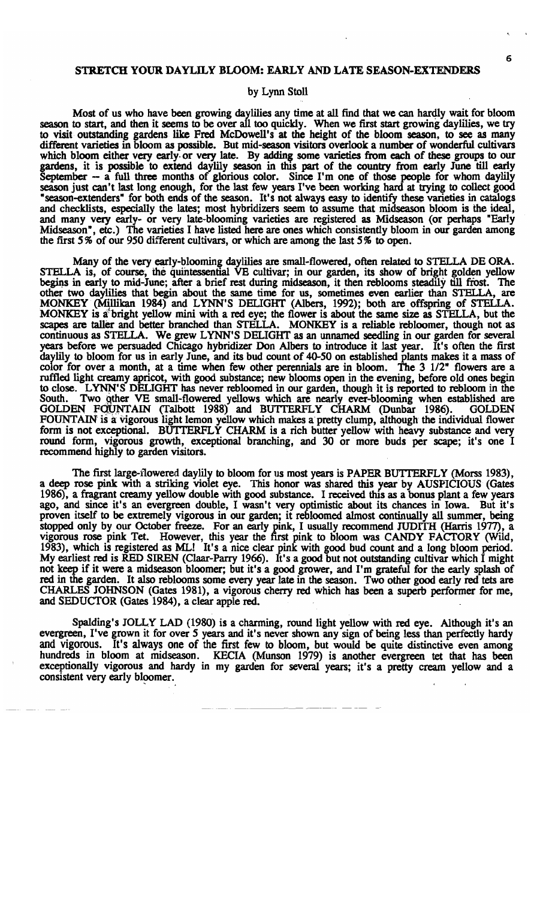## STRETCH YOUR DAYLILY BLOOM: EARLY AND LATE SEASON-EXTENDERS

by Lynn Stoll

Most of us who have been growing daylilies any time at all find that we can hardly wait for bloom season to start, and then it seems to be over all too quickly. When we first start growing daylilies, we try to visit outstanding gardens like Fred McDowell's at the height of the bloom season, to see as many different varieties in bloom as possible. But mid-season visitors overlook a number of wonderful cultivars which bloom either very early or very late. By adding some varieties from each of these groups to our gardens, it is possible to extend daylily season in this part of the country from early June till early September -- a full three months of glorious color. Since I'm one of those people for whom daylily season just can't last long enough, for the last few years I've been working hard at trying to collect good "season-extenders" for both ends of the season. It's not always easy to identify these varieties in catalogs and checklists, especially the lates; most hybridizers seem to assume that midseason bloom is the ideal, and many very early- or very late-blooming varieties are registered as Midseason (or perhaps "Early Midseason", etc.) The varieties I have listed here are ones which consistently bloom in our garden among the first 5% of our 950 different cultivars, or which are among the last 5% to open.

Many of the very early-blooming daylilies are small-flowered, often related to STELLA DE ORA. STELLA is, of course, the quintessential VE cultivar; in our garden, its show of bright golden yellow begins in early to mid-June; after a brief rest during midseason, it then reblooms steadily till frost. The other two daylilies that begin about the same time for us, sometimes even earlier than STELLA, are MONKEY (Millikan 1984) and LYNN'S DELIGHT (Albers, 1992); both are offspring of STELLA. MONKEY is a bright yellow mini with a red eye; the flower is about the same size as STELLA, but the scapes are taller and better branched than STELLA. MONKEY is a reliable rebloomer, though not as continuous as STELLA. We grew LYNN'S DELIGHT as an unnamed seedling in our garden for several years before we persuaded Chicago hybridizer Don Albers to introduce it last year. It's often the first daylily to bloom for us in early June, and its bud count of 40-50 on established plants makes it a mass of color for over a month, at a time when few other perennials are in bloom. The 3 1/2" flowers are a ruffled light creamy apricot, with good substance; new blooms open in the evening, before old ones begin to close. LYNN'S DELIGHT has never rebloomed in our garden, though it is reported to rebloom in the South. Two other VE small-flowered yellows which are nearly ever-blooming when established are GOLDEN FOUNTAIN (Talbott 1988) and BUTTERFLY CHARM (Dunbar 1986). GOLDEN FOUNTAIN is a vigorous light lemon yellow which makes a pretty clump, although the individual flower form is not exceptional. BUTTERFLY CHARM is a rich butter yellow with heavy substance and very round form, vigorous growth, exceptional branching, and 30 or more buds per scape; it's one I recommend highly to garden visitors.

The first large-flowered daylily to bloom for us most years is PAPER BUTTERFLY (Morss 1983), a deep rose pink with a striking violet eye. This honor was shared this year by AUSPICIOUS (Gates 1986), a fragrant creamy yellow double with good substance. I received this as a bonus plant a few years ago, and since it's an evergreen double, I wasn't very optimistic about its chances in Iowa. But it's proven itself to be extremely vigorous in our garden; it rebloomed almost continually all summer, being stopped only by our October freeze. For an early pink, I usually recommend JUDITH (Harris 1977), a vigorous rose pink Tet. However, this year the first pink to bloom was CANDY FACTORY (Wild, 1983), which is registered as ML! It's a nice clear pink with good bud count and a long bloom period. My earliest red is RED SIREN (Claar-Parry 1966). It's a good but not outstanding cultivar which I might not keep if it were a midseason bloomer; but it's a good grower, and I'm grateful for the early splash of red in the garden. It also reblooms some every year late in the season. Two other good early red tets are CHARLES JOHNSON (Gates 1981), a vigorous cherry red which has been a superb performer for me, and SEDUCTOR (Gates 1984), a clear apple red.

Spalding's JOLLY LAD (1980) is a charming, round light yellow with red eye. Although it's an evergreen, I've grown it for over 5 years and it's never shown any sign of being less than perfectly hardy and vigorous. It's always one of the first few to bloom, but would be quite distinctive even among hundreds in bloom at midseason. KECIA (Munson 1979) is another evergreen tet that has been exceptionally vigorous and hardy in my garden for several years; it's a pretty cream yellow and a consistent very early bloomer.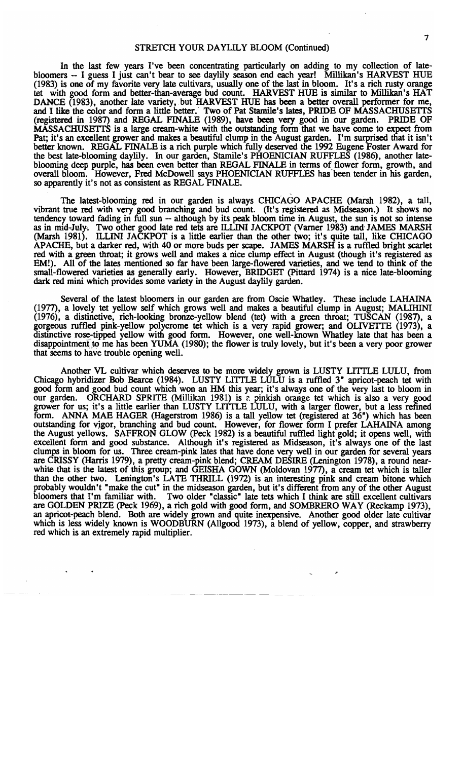## STRETCH YOUR DAYLILY BLOOM (Continued)

In the last few years I've been concentrating particularly on adding to my collection of late-bloomers -- I guess I just can't bear to see daylily season end each year! Millikan's HARVEST HUE (1983) is one of my favorite very late cultivars, usually one of the last in bloom. It's a rich rusty orange tet with good form and better-than-average bud count. HARVEST HUE is similar to Millikan's HAT DANCE (1983), another late variety, but HARVEST HUE has been a better overall performer for me, and I like the color and form a little better. Two of Pat Stamile's lates, PRIDE OF MASSACHUSETTS (registered in 1987) and REGAL FINALE (1989), have been very good in our garden. PRIDE OF MASSACHUSETTS is a large cream-white with the outstanding form that we have come to expect from Pat; it's an excellent grower and makes a beautiful clump in the August garden. I'm surprised that it isn't better known. REGAL FINALE is a rich purple which fully deserved the 1992 Eugene Foster Award for the best late-blooming daylily. In our garden, Stamile's PHOENICIAN RUFFLES (1986), another late-blooming deep purple, has been even better than REGAL FINALE in terms of flower form, growth, and overall bloom. However, Fred McDowell says PHOENICIAN RUFFLES has been tender in his garden, so apparently it's not as consistent as REGAL FINALE.

The latest-blooming red in our garden is always CHICAGO APACHE (Marsh 1982), a tall, vibrant true red with very good branching and bud count. (It's registered as Midseason.) It shows no tendency toward fading in full sun -- although by its peak bloom time in August, the sun is not so intense as in mid-July. Two other good late red tets are ILLINI JACKPOT (Varner 1983) and JAMES MARSH (Marsh 1981). ILLINI JACKPOT is a little earlier than the other two; it's quite tall, like CHICAGO APACHE, but a darker red, with 40 or more buds per scape. JAMES MARSH is a ruffled bright scarlet red with a green throat; it grows well and makes a nice clump effect in August (though it's registered as EM!). All of the lates mentioned so far have been large-flowered varieties, and we tend to think of the small-flowered varieties as generally early. However, BRIDGET (Pittard 1974) is a nice late-blooming dark red mini which provides some variety in the August daylily garden.

Several of the latest bloomers in our garden are from Oscie Whatley. These include LAHAINA (1977), a lovely tet yellow self which grows well and makes a beautiful clump in August; MALIHINI (1976), a distinctive, rich-looking bronze-yellow blend (tet) with a green throat; TUSCAN (1987), a gorgeous ruffled pink-yellow polycrome tet which is a very rapid grower; and OLIVETTE (1973), a distinctive rose-tipped yellow with good form. However, one well-known Whatley late that has been a disappointment to me has been YUMA (1980); the flower is truly lovely, but it's been a very poor grower that seems to have trouble opening well.

Another VL cultivar which deserves to be more widely grown is LUSTY LITTLE LULU, from Chicago hybridizer Bob Bearce (1984). LUSTY LITTLE LULU is a ruffled 3" apricot-peach tet with good form and good bud count which won an HM this year; it's always one of the very last to bloom in our garden. ORCHARD SPRITE (Millikan 1981) is a pinkish orange tet which is also a very good grower for us; it's a little earlier than LUSTY LITTLE LULU, with a larger flower, but a less refined form. ANNA MAE HAGER (Hagerstrom 1986) is a tall yellow tet (registered at 36") which has been outstanding for vigor, branching and bud count. However, for flower form I prefer LAHAINA among the August yellows. SAFFRON GLOW (Peck 1982) is a beautiful ruffled light gold; it opens well, with excellent form and good substance. Although it's registered as Midseason, it's always one of the last clumps in bloom for us. Three cream-pink lates that have done very well in our garden for several years are CRISSY (Harris 1979), a pretty cream-pink blend; CREAM DESIRE (Lenington 1978), a round near-white that is the latest of this group; and GEISHA GOWN (Moldovan 1977), a cream tet which is taller than the other two. Lenington's LATE THRILL (1972) is an interesting pink and cream bitone which probably wouldn't "make the cut" in the midseason garden, but it's different from any of the other August bloomers that I'm familiar with. Two older "classic" late tets which I think are still excellent cultivars are GOLDEN PRIZE (Peck 1969), a rich gold with good form, and SOMBRERO WAY (Reckamp 1973), an apricot-peach blend. Both are widely grown and quite inexpensive. Another good older late cultivar which is less widely known is WOODBURN (Allgood 1973), a blend of yellow, copper, and strawberry red which is an extremely rapid multiplier.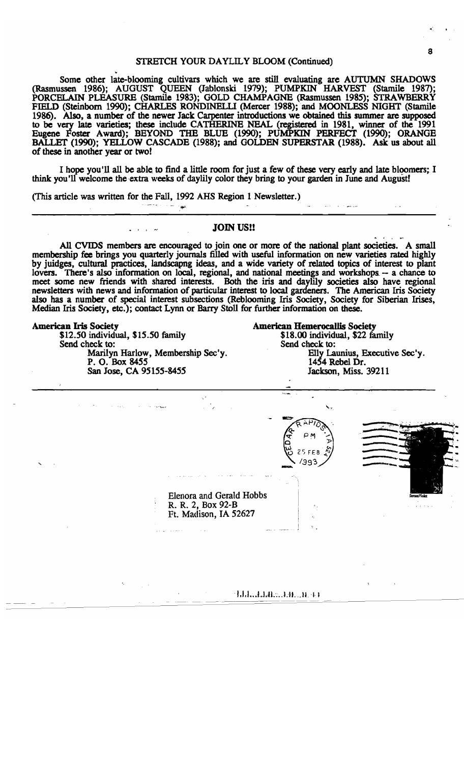## STRETCH YOUR DAYLILY BLOOM (Continued)

Some other late-blooming cultivars which we are still evaluating are AUTUMN SHADOWS (Rasmussen 1986); AUGUST QUEEN (Jablonski 1979); PUMPKIN HARVEST (Stamile 1987); PORCELAIN PLEASURE (Stamile 1983); GOLD CHAMPAGNE (Rasmussen 1985); STRAWBERRY FIELD (Steinborn 1990); CHARLES RONDINELLI (Mercer 1988); and MOONLESS NIGHT (Stamile 1986). Also, a number of the newer Jack Carpenter introductions we obtained this summer are supposed to be very late varieties; these include CATHERINE NEAL (registered in 1981, winner of the 1991 Eugene Foster Award); BEYOND THE BLUE (1990); PUMPKIN PERFECT (1990); ORANGE BALLET (1990); YELLOW CASCADE (1988); and GOLDEN SUPERSTAR (1988). Ask us about all of these in another year or two!

I hope you'll all be able to find a little room for just a few of these very early and late bloomers; I think you'll welcome the extra weeks of daylily color they bring to your garden in June and August!

(This article was written for the Fall, 1992 AHS Region 1 Newsletter.)

---

## JOIN US!!

All CVIDS members are encouraged to join one or more of the national plant societies. A small membership fee brings you quarterly journals filled with useful information on new varieties rated highly by juidges, cultural practices, landscapng ideas, and a wide variety of related topics of interest to plant lovers. There's also information on local, regional, and national meetings and workshops -- a chance to meet some new friends with shared interests. Both the iris and daylily societies also have regional newsletters with news and information of particular interest to local gardeners. The American Iris Society also has a number of special interest subsections (Reblooming Iris Society, Society for Siberian Irises, Median Iris Society, etc.); contact Lynn or Barry Stoll for further information on these.

**American Iris Society**
$12.50 individual, $15.50 family
Send check to:
Marilyn Harlow, Membership Sec'y.
P. O. Box 8455
San Jose, CA 95155-8455

**American Hemerocallis Society**
$18.00 individual, $22 family
Send check to:
Elly Launius, Executive Sec'y.
1454 Rebel Dr.
Jackson, Miss. 39211

---

CEDAR RAPIDS IA 524 PM 25 FEB 1993

Elenora and Gerald Hobbs
R. R. 2, Box 92-B
Ft. Madison, IA 52627